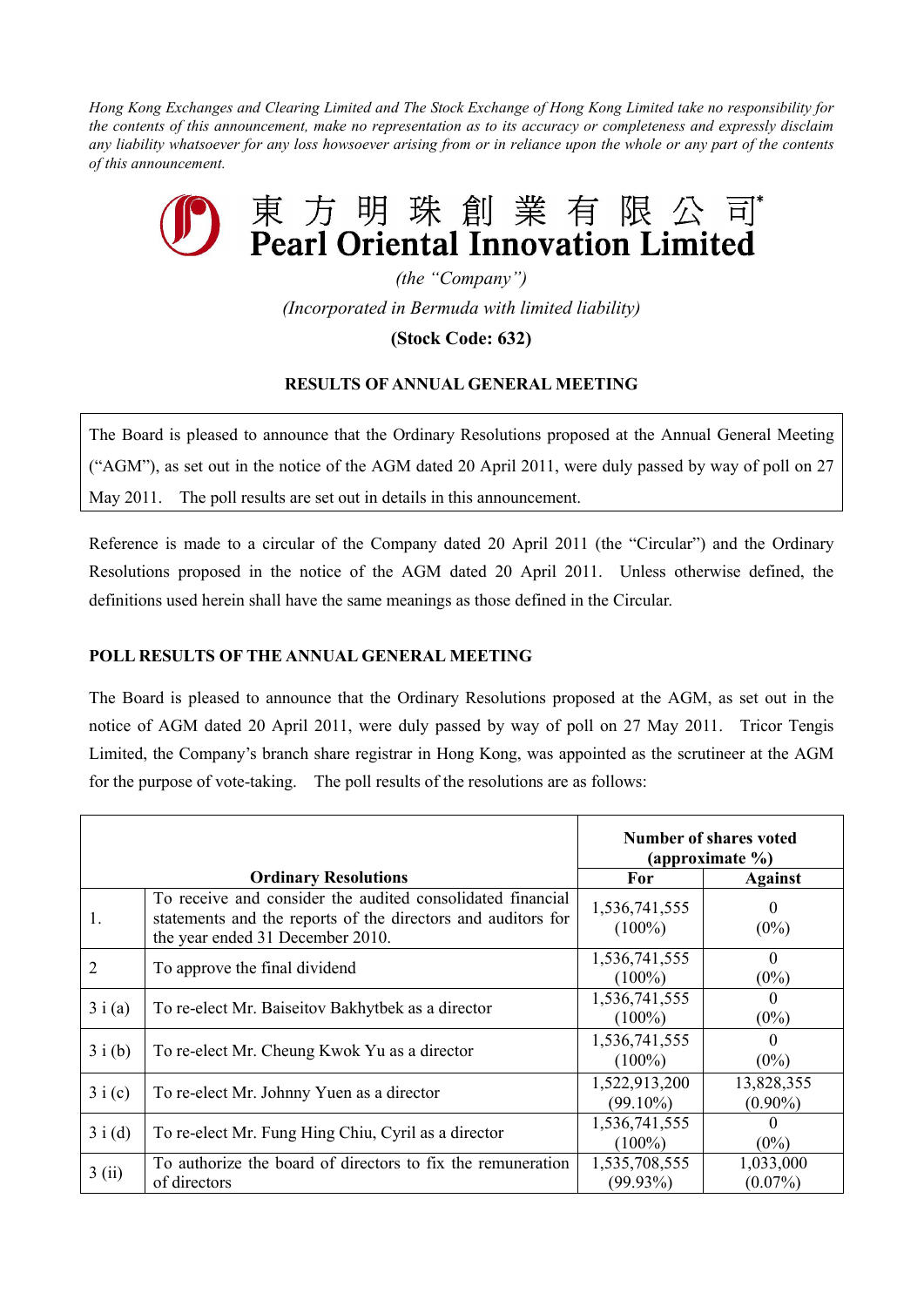*Hong Kong Exchanges and Clearing Limited and The Stock Exchange of Hong Kong Limited take no responsibility for the contents of this announcement, make no representation as to its accuracy or completeness and expressly disclaim any liability whatsoever for any loss howsoever arising from or in reliance upon the whole or any part of the contents of this announcement.*

# 東 方 明 珠 創 業 有 限 公 司*
# Pearl Oriental Innovation Limited

*(the "Company")*

*(Incorporated in Bermuda with limited liability)*

**(Stock Code: 632)**

**RESULTS OF ANNUAL GENERAL MEETING**

The Board is pleased to announce that the Ordinary Resolutions proposed at the Annual General Meeting ("AGM"), as set out in the notice of the AGM dated 20 April 2011, were duly passed by way of poll on 27 May 2011. The poll results are set out in details in this announcement.

Reference is made to a circular of the Company dated 20 April 2011 (the "Circular") and the Ordinary Resolutions proposed in the notice of the AGM dated 20 April 2011. Unless otherwise defined, the definitions used herein shall have the same meanings as those defined in the Circular.

## POLL RESULTS OF THE ANNUAL GENERAL MEETING

The Board is pleased to announce that the Ordinary Resolutions proposed at the AGM, as set out in the notice of AGM dated 20 April 2011, were duly passed by way of poll on 27 May 2011. Tricor Tengis Limited, the Company's branch share registrar in Hong Kong, was appointed as the scrutineer at the AGM for the purpose of vote-taking. The poll results of the resolutions are as follows:

| Ordinary Resolutions | | Number of shares voted (approximate %) | |
|---|---|---|---|
| | | **For** | **Against** |
| 1. | To receive and consider the audited consolidated financial statements and the reports of the directors and auditors for the year ended 31 December 2010. | 1,536,741,555 (100%) | 0 (0%) |
| 2 | To approve the final dividend | 1,536,741,555 (100%) | 0 (0%) |
| 3 i (a) | To re-elect Mr. Baiseitov Bakhytbek as a director | 1,536,741,555 (100%) | 0 (0%) |
| 3 i (b) | To re-elect Mr. Cheung Kwok Yu as a director | 1,536,741,555 (100%) | 0 (0%) |
| 3 i (c) | To re-elect Mr. Johnny Yuen as a director | 1,522,913,200 (99.10%) | 13,828,355 (0.90%) |
| 3 i (d) | To re-elect Mr. Fung Hing Chiu, Cyril as a director | 1,536,741,555 (100%) | 0 (0%) |
| 3 (ii) | To authorize the board of directors to fix the remuneration of directors | 1,535,708,555 (99.93%) | 1,033,000 (0.07%) |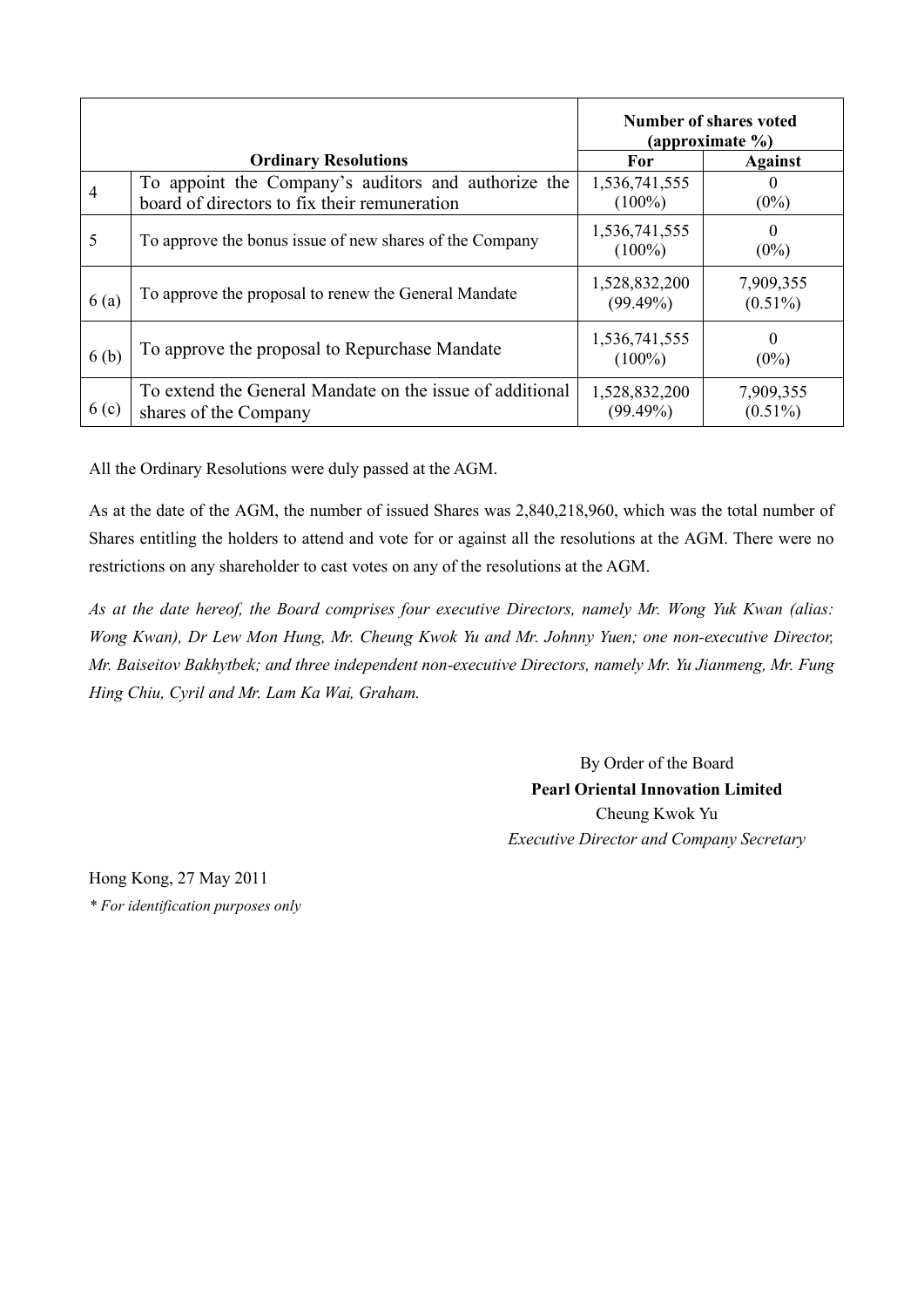| | Ordinary Resolutions | Number of shares voted (approximate %) | |
|---|---|---|---|
| | | For | Against |
| 4 | To appoint the Company's auditors and authorize the board of directors to fix their remuneration | 1,536,741,555 (100%) | 0 (0%) |
| 5 | To approve the bonus issue of new shares of the Company | 1,536,741,555 (100%) | 0 (0%) |
| 6 (a) | To approve the proposal to renew the General Mandate | 1,528,832,200 (99.49%) | 7,909,355 (0.51%) |
| 6 (b) | To approve the proposal to Repurchase Mandate | 1,536,741,555 (100%) | 0 (0%) |
| 6 (c) | To extend the General Mandate on the issue of additional shares of the Company | 1,528,832,200 (99.49%) | 7,909,355 (0.51%) |

All the Ordinary Resolutions were duly passed at the AGM.

As at the date of the AGM, the number of issued Shares was 2,840,218,960, which was the total number of Shares entitling the holders to attend and vote for or against all the resolutions at the AGM. There were no restrictions on any shareholder to cast votes on any of the resolutions at the AGM.

*As at the date hereof, the Board comprises four executive Directors, namely Mr. Wong Yuk Kwan (alias: Wong Kwan), Dr Lew Mon Hung, Mr. Cheung Kwok Yu and Mr. Johnny Yuen; one non-executive Director, Mr. Baiseitov Bakhytbek; and three independent non-executive Directors, namely Mr. Yu Jianmeng, Mr. Fung Hing Chiu, Cyril and Mr. Lam Ka Wai, Graham.*

By Order of the Board
**Pearl Oriental Innovation Limited**
Cheung Kwok Yu
*Executive Director and Company Secretary*

Hong Kong, 27 May 2011

*\* For identification purposes only*